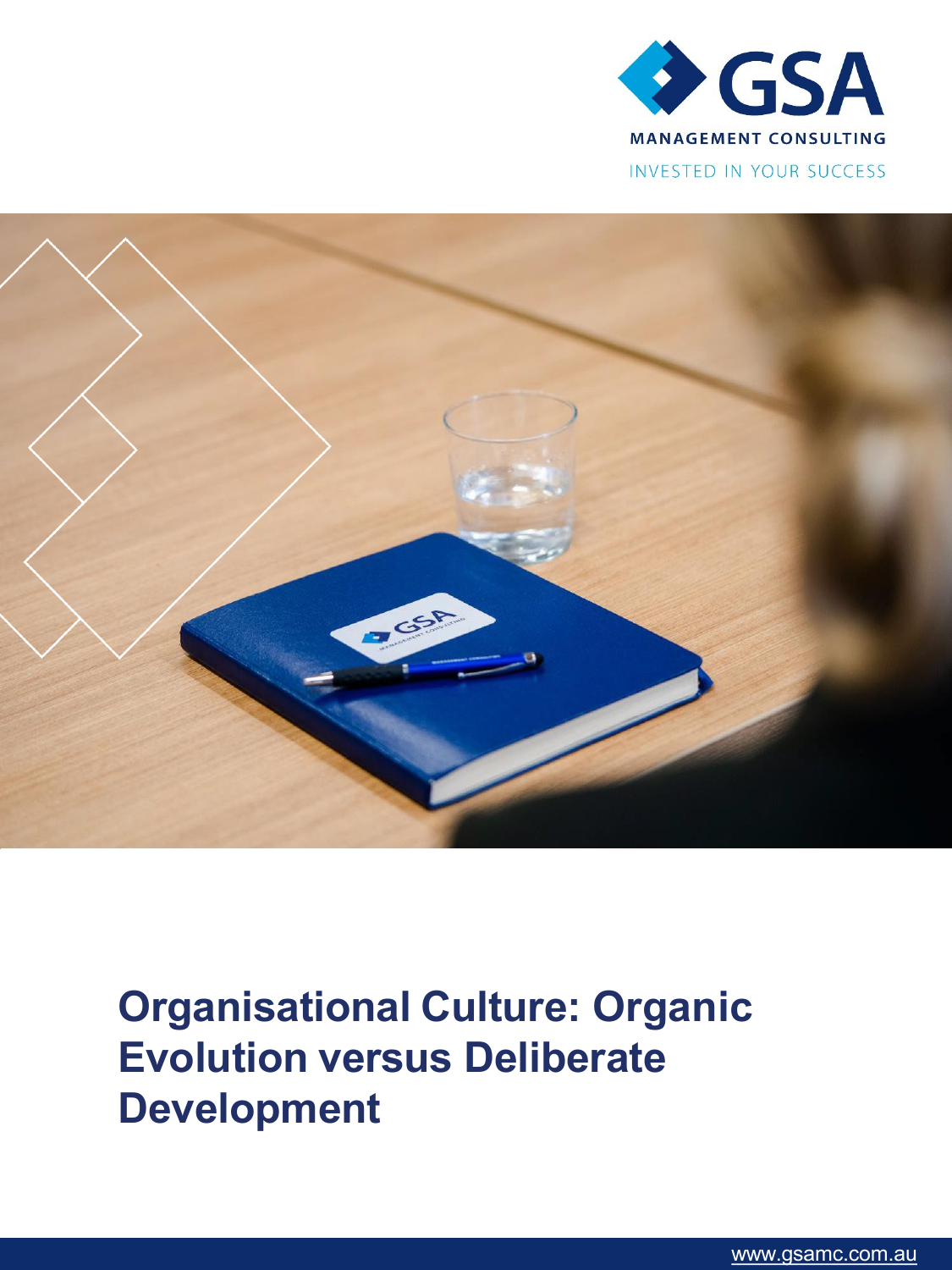GSA MANAGEMENT CONSULTING

INVESTED IN YOUR SUCCESS

# Organisational Culture: Organic Evolution versus Deliberate Development

www.gsamc.com.au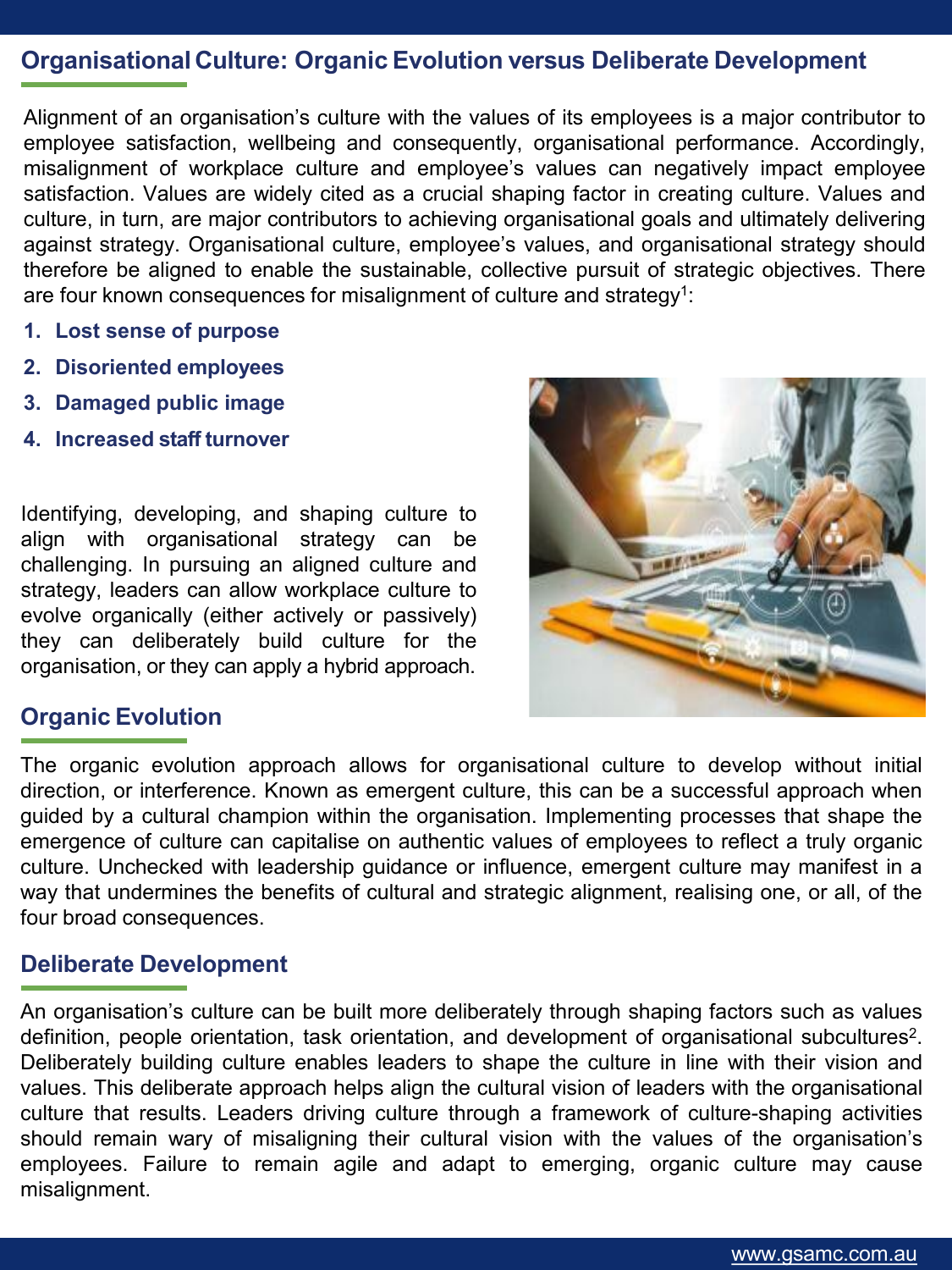## Organisational Culture: Organic Evolution versus Deliberate Development

Alignment of an organisation's culture with the values of its employees is a major contributor to employee satisfaction, wellbeing and consequently, organisational performance. Accordingly, misalignment of workplace culture and employee's values can negatively impact employee satisfaction. Values are widely cited as a crucial shaping factor in creating culture. Values and culture, in turn, are major contributors to achieving organisational goals and ultimately delivering against strategy. Organisational culture, employee's values, and organisational strategy should therefore be aligned to enable the sustainable, collective pursuit of strategic objectives. There are four known consequences for misalignment of culture and strategy[1]:

1. **Lost sense of purpose**
2. **Disoriented employees**
3. **Damaged public image**
4. **Increased staff turnover**

Identifying, developing, and shaping culture to align with organisational strategy can be challenging. In pursuing an aligned culture and strategy, leaders can allow workplace culture to evolve organically (either actively or passively) they can deliberately build culture for the organisation, or they can apply a hybrid approach.

## Organic Evolution

The organic evolution approach allows for organisational culture to develop without initial direction, or interference. Known as emergent culture, this can be a successful approach when guided by a cultural champion within the organisation. Implementing processes that shape the emergence of culture can capitalise on authentic values of employees to reflect a truly organic culture. Unchecked with leadership guidance or influence, emergent culture may manifest in a way that undermines the benefits of cultural and strategic alignment, realising one, or all, of the four broad consequences.

## Deliberate Development

An organisation's culture can be built more deliberately through shaping factors such as values definition, people orientation, task orientation, and development of organisational subcultures[2]. Deliberately building culture enables leaders to shape the culture in line with their vision and values. This deliberate approach helps align the cultural vision of leaders with the organisational culture that results. Leaders driving culture through a framework of culture-shaping activities should remain wary of misaligning their cultural vision with the values of the organisation's employees. Failure to remain agile and adapt to emerging, organic culture may cause misalignment.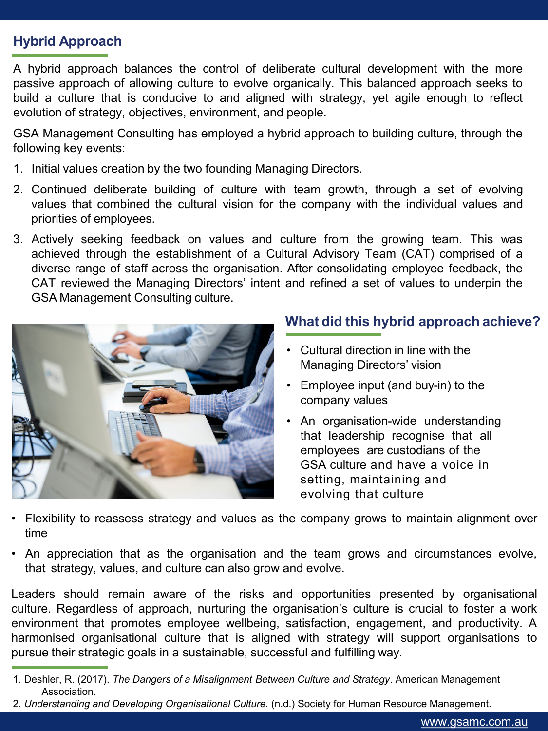## Hybrid Approach

A hybrid approach balances the control of deliberate cultural development with the more passive approach of allowing culture to evolve organically. This balanced approach seeks to build a culture that is conducive to and aligned with strategy, yet agile enough to reflect evolution of strategy, objectives, environment, and people.

GSA Management Consulting has employed a hybrid approach to building culture, through the following key events:

1. Initial values creation by the two founding Managing Directors.
2. Continued deliberate building of culture with team growth, through a set of evolving values that combined the cultural vision for the company with the individual values and priorities of employees.
3. Actively seeking feedback on values and culture from the growing team. This was achieved through the establishment of a Cultural Advisory Team (CAT) comprised of a diverse range of staff across the organisation. After consolidating employee feedback, the CAT reviewed the Managing Directors' intent and refined a set of values to underpin the GSA Management Consulting culture.

## What did this hybrid approach achieve?

- Cultural direction in line with the Managing Directors' vision
- Employee input (and buy-in) to the company values
- An organisation-wide understanding that leadership recognise that all employees are custodians of the GSA culture and have a voice in setting, maintaining and evolving that culture
- Flexibility to reassess strategy and values as the company grows to maintain alignment over time
- An appreciation that as the organisation and the team grows and circumstances evolve, that strategy, values, and culture can also grow and evolve.

Leaders should remain aware of the risks and opportunities presented by organisational culture. Regardless of approach, nurturing the organisation's culture is crucial to foster a work environment that promotes employee wellbeing, satisfaction, engagement, and productivity. A harmonised organisational culture that is aligned with strategy will support organisations to pursue their strategic goals in a sustainable, successful and fulfilling way.

---

1. Deshler, R. (2017). *The Dangers of a Misalignment Between Culture and Strategy*. American Management Association.
2. *Understanding and Developing Organisational Culture*. (n.d.) Society for Human Resource Management.

www.gsamc.com.au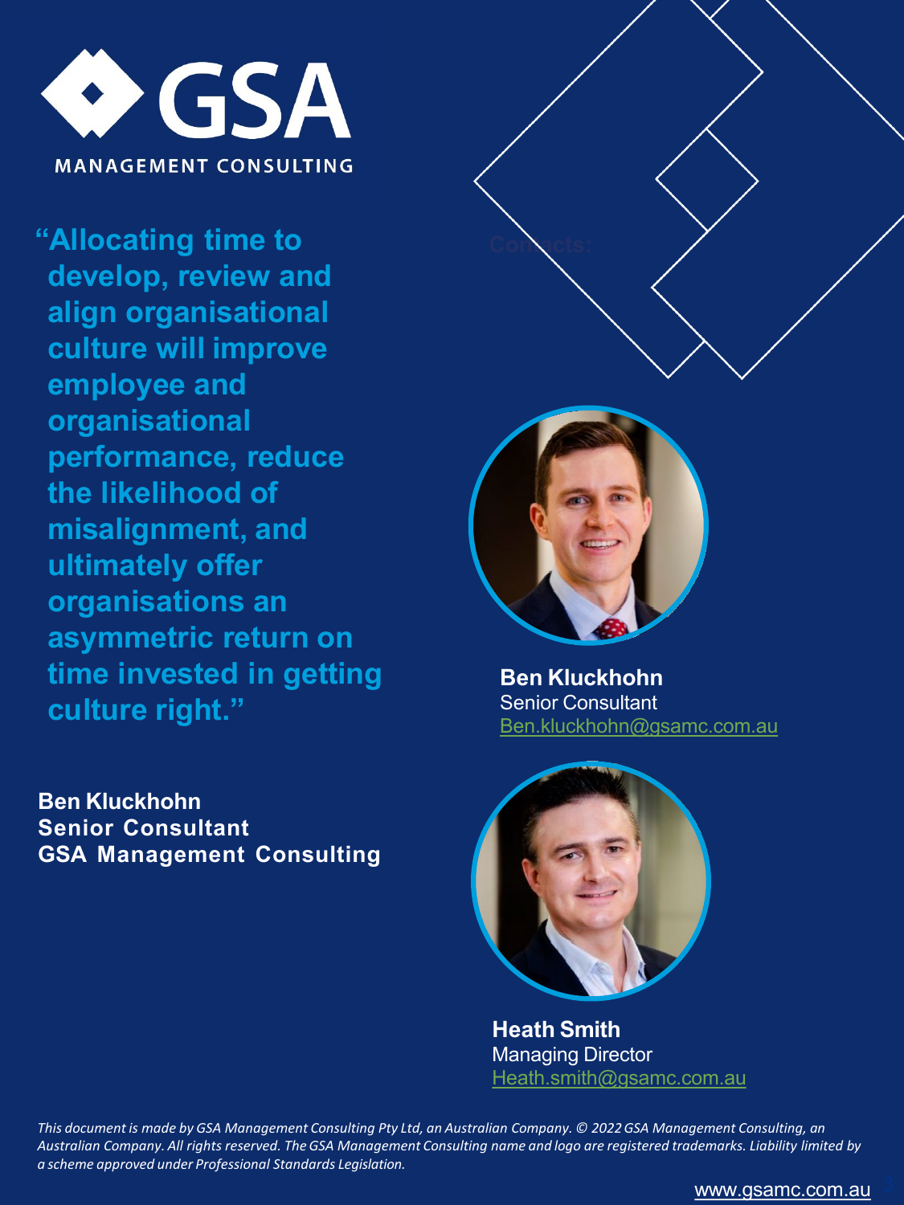# GSA

MANAGEMENT CONSULTING

> **"Allocating time to develop, review and align organisational culture will improve employee and organisational performance, reduce the likelihood of misalignment, and ultimately offer organisations an asymmetric return on time invested in getting culture right."**

**Ben Kluckhohn**
**Senior Consultant**
**GSA Management Consulting**

Contacts:

**Ben Kluckhohn**
Senior Consultant
Ben.kluckhohn@gsamc.com.au

**Heath Smith**
Managing Director
Heath.smith@gsamc.com.au

*This document is made by GSA Management Consulting Pty Ltd, an Australian Company. © 2022 GSA Management Consulting, an Australian Company. All rights reserved. The GSA Management Consulting name and logo are registered trademarks. Liability limited by a scheme approved under Professional Standards Legislation.*

www.gsamc.com.au